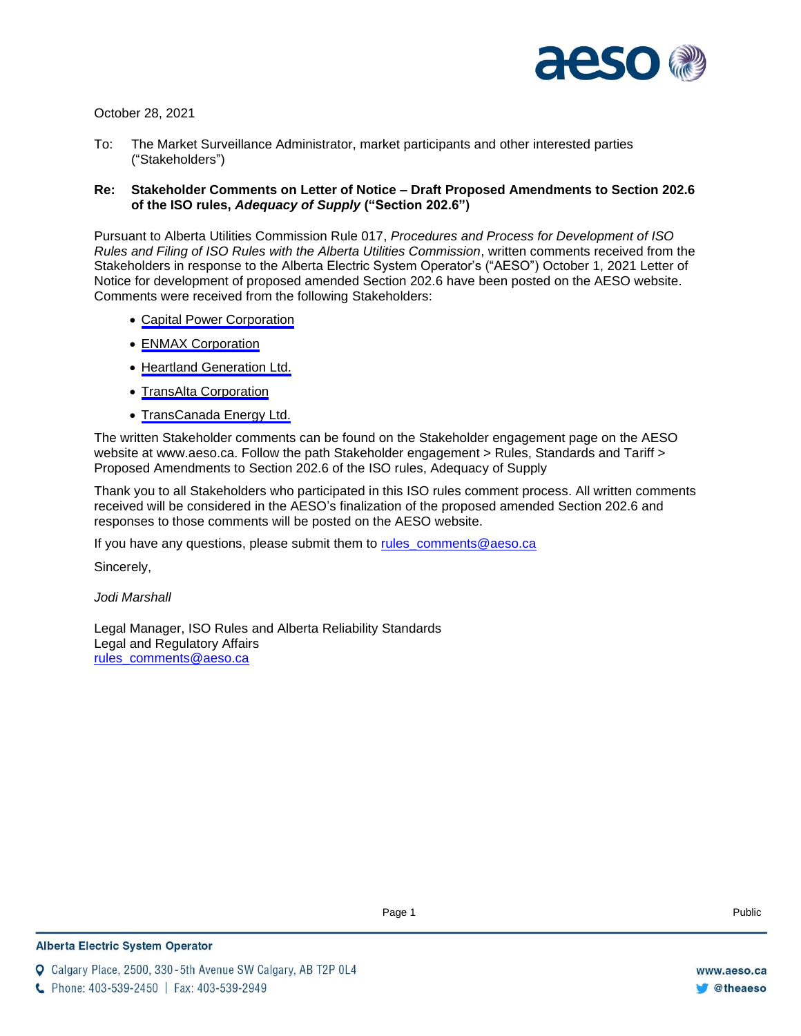October 28, 2021

To: The Market Surveillance Administrator, market participants and other interested parties ("Stakeholders")

**Re: Stakeholder Comments on Letter of Notice – Draft Proposed Amendments to Section 202.6 of the ISO rules, *Adequacy of Supply* ("Section 202.6")**

Pursuant to Alberta Utilities Commission Rule 017, *Procedures and Process for Development of ISO Rules and Filing of ISO Rules with the Alberta Utilities Commission*, written comments received from the Stakeholders in response to the Alberta Electric System Operator's ("AESO") October 1, 2021 Letter of Notice for development of proposed amended Section 202.6 have been posted on the AESO website. Comments were received from the following Stakeholders:

- Capital Power Corporation
- ENMAX Corporation
- Heartland Generation Ltd.
- TransAlta Corporation
- TransCanada Energy Ltd.

The written Stakeholder comments can be found on the Stakeholder engagement page on the AESO website at www.aeso.ca. Follow the path Stakeholder engagement > Rules, Standards and Tariff > Proposed Amendments to Section 202.6 of the ISO rules, Adequacy of Supply

Thank you to all Stakeholders who participated in this ISO rules comment process. All written comments received will be considered in the AESO's finalization of the proposed amended Section 202.6 and responses to those comments will be posted on the AESO website.

If you have any questions, please submit them to rules_comments@aeso.ca

Sincerely,

*Jodi Marshall*

Legal Manager, ISO Rules and Alberta Reliability Standards
Legal and Regulatory Affairs
rules_comments@aeso.ca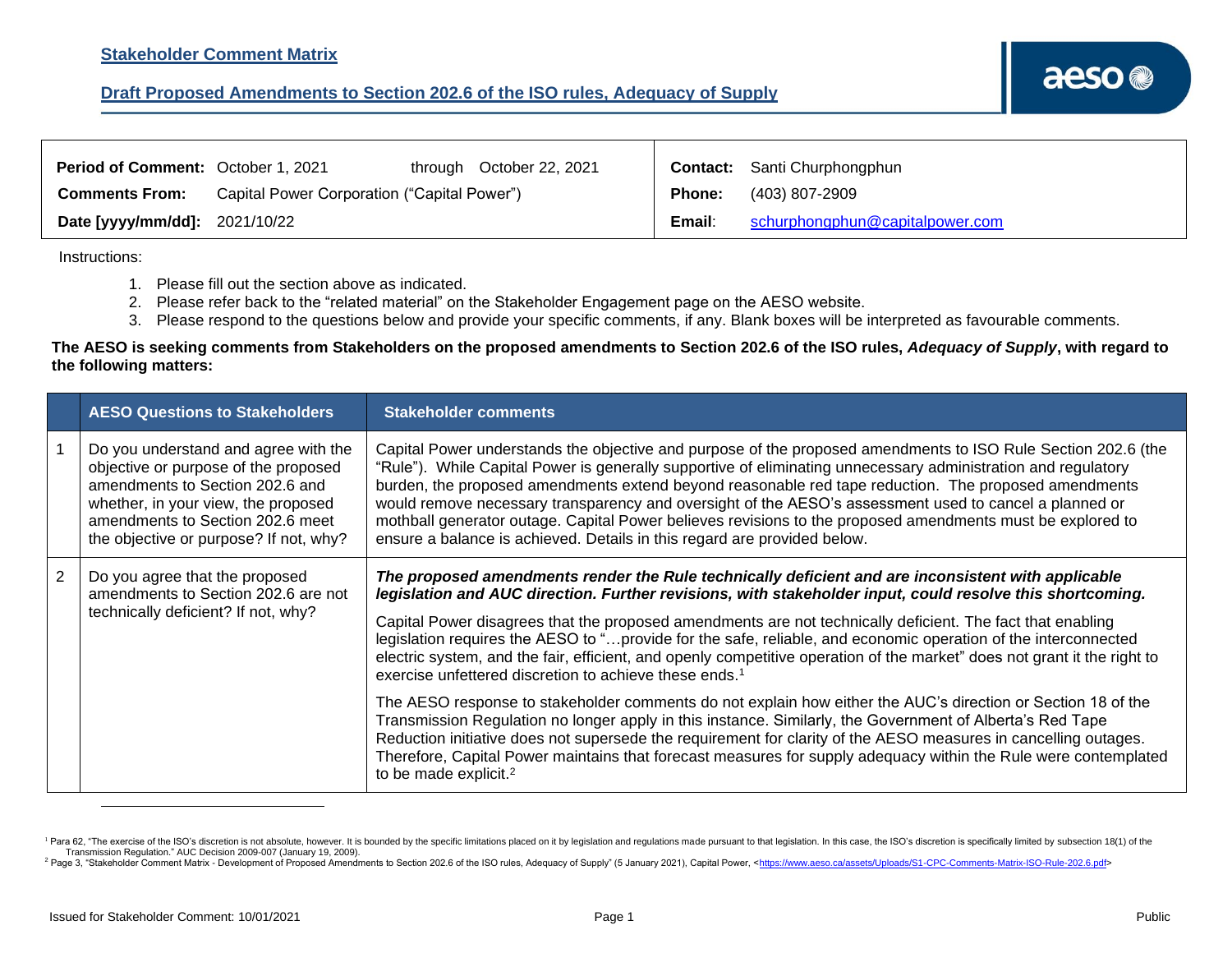**Stakeholder Comment Matrix**

**Draft Proposed Amendments to Section 202.6 of the ISO rules, Adequacy of Supply**

| | | | |
|---|---|---|---|
| **Period of Comment:** October 1, 2021 through October 22, 2021 | | **Contact:** | Santi Churphongphun |
| **Comments From:** | Capital Power Corporation ("Capital Power") | **Phone:** | (403) 807-2909 |
| **Date [yyyy/mm/dd]:** | 2021/10/22 | **Email:** | schurphongphun@capitalpower.com |

Instructions:

1. Please fill out the section above as indicated.
2. Please refer back to the "related material" on the Stakeholder Engagement page on the AESO website.
3. Please respond to the questions below and provide your specific comments, if any. Blank boxes will be interpreted as favourable comments.

**The AESO is seeking comments from Stakeholders on the proposed amendments to Section 202.6 of the ISO rules, *Adequacy of Supply*, with regard to the following matters:**

| | AESO Questions to Stakeholders | Stakeholder comments |
|---|---|---|
| 1 | Do you understand and agree with the objective or purpose of the proposed amendments to Section 202.6 and whether, in your view, the proposed amendments to Section 202.6 meet the objective or purpose? If not, why? | Capital Power understands the objective and purpose of the proposed amendments to ISO Rule Section 202.6 (the "Rule"). While Capital Power is generally supportive of eliminating unnecessary administration and regulatory burden, the proposed amendments extend beyond reasonable red tape reduction. The proposed amendments would remove necessary transparency and oversight of the AESO's assessment used to cancel a planned or mothball generator outage. Capital Power believes revisions to the proposed amendments must be explored to ensure a balance is achieved. Details in this regard are provided below. |
| 2 | Do you agree that the proposed amendments to Section 202.6 are not technically deficient? If not, why? | ***The proposed amendments render the Rule technically deficient and are inconsistent with applicable legislation and AUC direction. Further revisions, with stakeholder input, could resolve this shortcoming.***<br><br>Capital Power disagrees that the proposed amendments are not technically deficient. The fact that enabling legislation requires the AESO to "…provide for the safe, reliable, and economic operation of the interconnected electric system, and the fair, efficient, and openly competitive operation of the market" does not grant it the right to exercise unfettered discretion to achieve these ends.[1]<br><br>The AESO response to stakeholder comments do not explain how either the AUC's direction or Section 18 of the Transmission Regulation no longer apply in this instance. Similarly, the Government of Alberta's Red Tape Reduction initiative does not supersede the requirement for clarity of the AESO measures in cancelling outages. Therefore, Capital Power maintains that forecast measures for supply adequacy within the Rule were contemplated to be made explicit.[2] |

[1] Para 62, "The exercise of the ISO's discretion is not absolute, however. It is bounded by the specific limitations placed on it by legislation and regulations made pursuant to that legislation. In this case, the ISO's discretion is specifically limited by subsection 18(1) of the Transmission Regulation." AUC Decision 2009-007 (January 19, 2009).

[2] Page 3, "Stakeholder Comment Matrix - Development of Proposed Amendments to Section 202.6 of the ISO rules, Adequacy of Supply" (5 January 2021), Capital Power, <https://www.aeso.ca/assets/Uploads/S1-CPC-Comments-Matrix-ISO-Rule-202.6.pdf>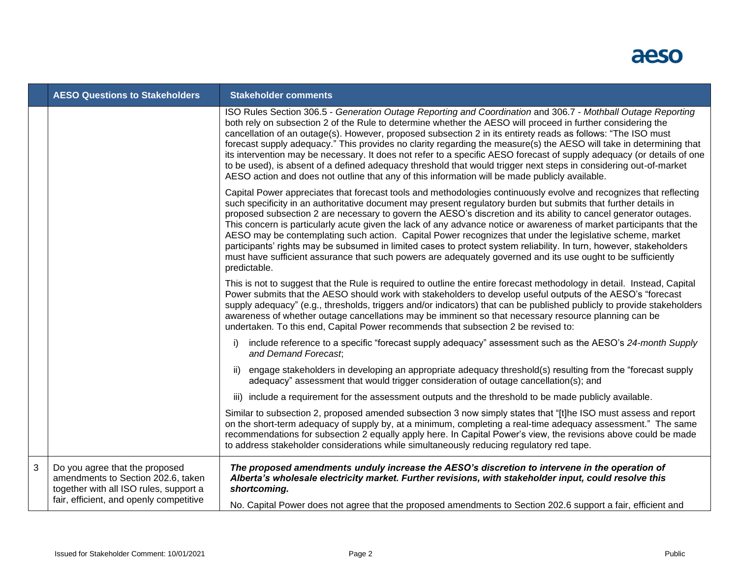| | AESO Questions to Stakeholders | Stakeholder comments |
|---|---|---|
| | | ISO Rules Section 306.5 - *Generation Outage Reporting and Coordination* and 306.7 - *Mothball Outage Reporting* both rely on subsection 2 of the Rule to determine whether the AESO will proceed in further considering the cancellation of an outage(s). However, proposed subsection 2 in its entirety reads as follows: "The ISO must forecast supply adequacy." This provides no clarity regarding the measure(s) the AESO will take in determining that its intervention may be necessary. It does not refer to a specific AESO forecast of supply adequacy (or details of one to be used), is absent of a defined adequacy threshold that would trigger next steps in considering out-of-market AESO action and does not outline that any of this information will be made publicly available.<br><br>Capital Power appreciates that forecast tools and methodologies continuously evolve and recognizes that reflecting such specificity in an authoritative document may present regulatory burden but submits that further details in proposed subsection 2 are necessary to govern the AESO's discretion and its ability to cancel generator outages. This concern is particularly acute given the lack of any advance notice or awareness of market participants that the AESO may be contemplating such action. Capital Power recognizes that under the legislative scheme, market participants' rights may be subsumed in limited cases to protect system reliability. In turn, however, stakeholders must have sufficient assurance that such powers are adequately governed and its use ought to be sufficiently predictable.<br><br>This is not to suggest that the Rule is required to outline the entire forecast methodology in detail. Instead, Capital Power submits that the AESO should work with stakeholders to develop useful outputs of the AESO's "forecast supply adequacy" (e.g., thresholds, triggers and/or indicators) that can be published publicly to provide stakeholders awareness of whether outage cancellations may be imminent so that necessary resource planning can be undertaken. To this end, Capital Power recommends that subsection 2 be revised to:<br><br>i) include reference to a specific "forecast supply adequacy" assessment such as the AESO's *24-month Supply and Demand Forecast*;<br><br>ii) engage stakeholders in developing an appropriate adequacy threshold(s) resulting from the "forecast supply adequacy" assessment that would trigger consideration of outage cancellation(s); and<br><br>iii) include a requirement for the assessment outputs and the threshold to be made publicly available.<br><br>Similar to subsection 2, proposed amended subsection 3 now simply states that "[t]he ISO must assess and report on the short-term adequacy of supply by, at a minimum, completing a real-time adequacy assessment." The same recommendations for subsection 2 equally apply here. In Capital Power's view, the revisions above could be made to address stakeholder considerations while simultaneously reducing regulatory red tape. |
| 3 | Do you agree that the proposed amendments to Section 202.6, taken together with all ISO rules, support a fair, efficient, and openly competitive | ***The proposed amendments unduly increase the AESO's discretion to intervene in the operation of Alberta's wholesale electricity market. Further revisions, with stakeholder input, could resolve this shortcoming.***<br><br>No. Capital Power does not agree that the proposed amendments to Section 202.6 support a fair, efficient and |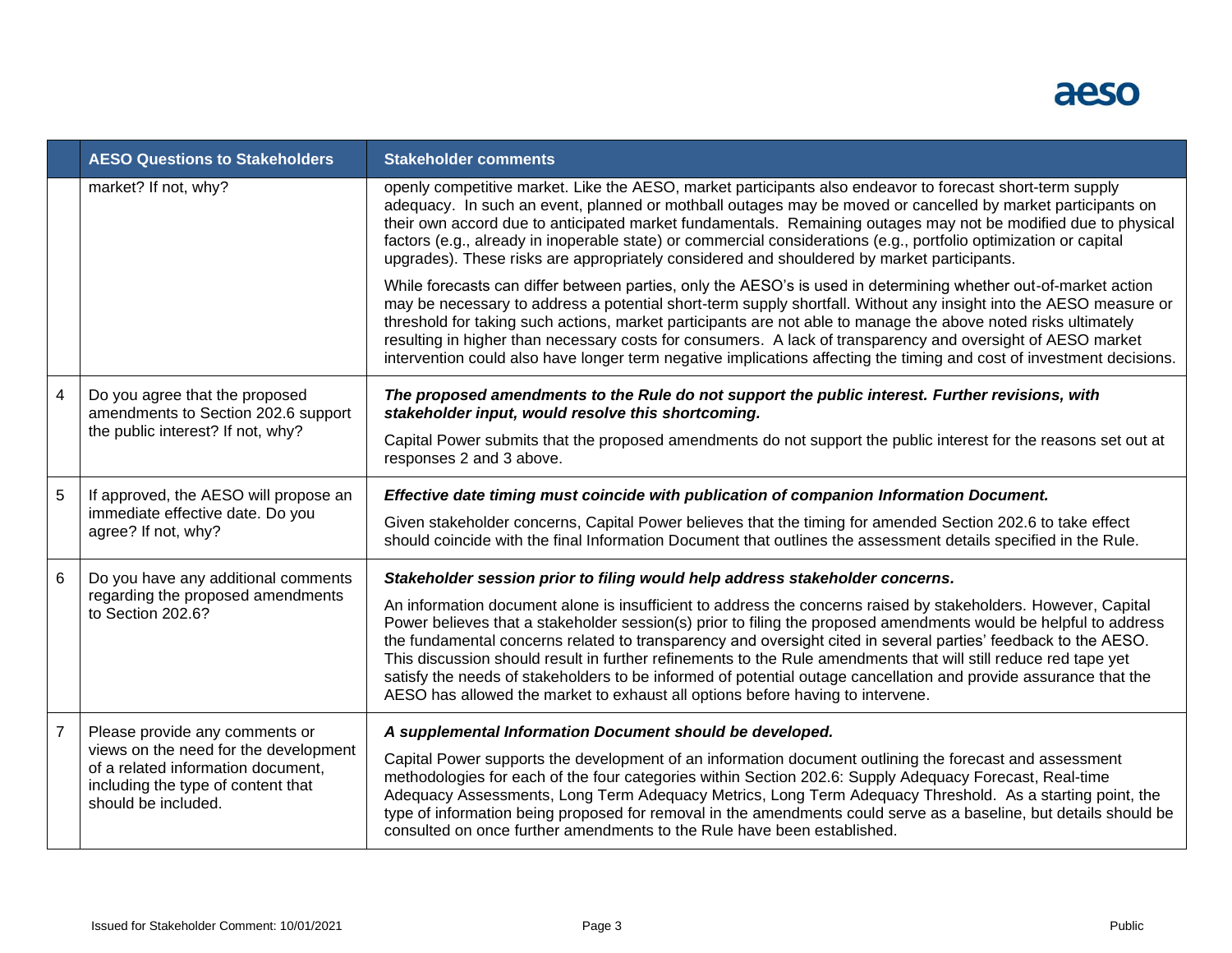| | AESO Questions to Stakeholders | Stakeholder comments |
|---|---|---|
| | market? If not, why? | openly competitive market. Like the AESO, market participants also endeavor to forecast short-term supply adequacy. In such an event, planned or mothball outages may be moved or cancelled by market participants on their own accord due to anticipated market fundamentals. Remaining outages may not be modified due to physical factors (e.g., already in inoperable state) or commercial considerations (e.g., portfolio optimization or capital upgrades). These risks are appropriately considered and shouldered by market participants.<br><br>While forecasts can differ between parties, only the AESO's is used in determining whether out-of-market action may be necessary to address a potential short-term supply shortfall. Without any insight into the AESO measure or threshold for taking such actions, market participants are not able to manage the above noted risks ultimately resulting in higher than necessary costs for consumers. A lack of transparency and oversight of AESO market intervention could also have longer term negative implications affecting the timing and cost of investment decisions. |
| 4 | Do you agree that the proposed amendments to Section 202.6 support the public interest? If not, why? | ***The proposed amendments to the Rule do not support the public interest. Further revisions, with stakeholder input, would resolve this shortcoming.***<br><br>Capital Power submits that the proposed amendments do not support the public interest for the reasons set out at responses 2 and 3 above. |
| 5 | If approved, the AESO will propose an immediate effective date. Do you agree? If not, why? | ***Effective date timing must coincide with publication of companion Information Document.***<br><br>Given stakeholder concerns, Capital Power believes that the timing for amended Section 202.6 to take effect should coincide with the final Information Document that outlines the assessment details specified in the Rule. |
| 6 | Do you have any additional comments regarding the proposed amendments to Section 202.6? | ***Stakeholder session prior to filing would help address stakeholder concerns.***<br><br>An information document alone is insufficient to address the concerns raised by stakeholders. However, Capital Power believes that a stakeholder session(s) prior to filing the proposed amendments would be helpful to address the fundamental concerns related to transparency and oversight cited in several parties' feedback to the AESO. This discussion should result in further refinements to the Rule amendments that will still reduce red tape yet satisfy the needs of stakeholders to be informed of potential outage cancellation and provide assurance that the AESO has allowed the market to exhaust all options before having to intervene. |
| 7 | Please provide any comments or views on the need for the development of a related information document, including the type of content that should be included. | ***A supplemental Information Document should be developed.***<br><br>Capital Power supports the development of an information document outlining the forecast and assessment methodologies for each of the four categories within Section 202.6: Supply Adequacy Forecast, Real-time Adequacy Assessments, Long Term Adequacy Metrics, Long Term Adequacy Threshold. As a starting point, the type of information being proposed for removal in the amendments could serve as a baseline, but details should be consulted on once further amendments to the Rule have been established. |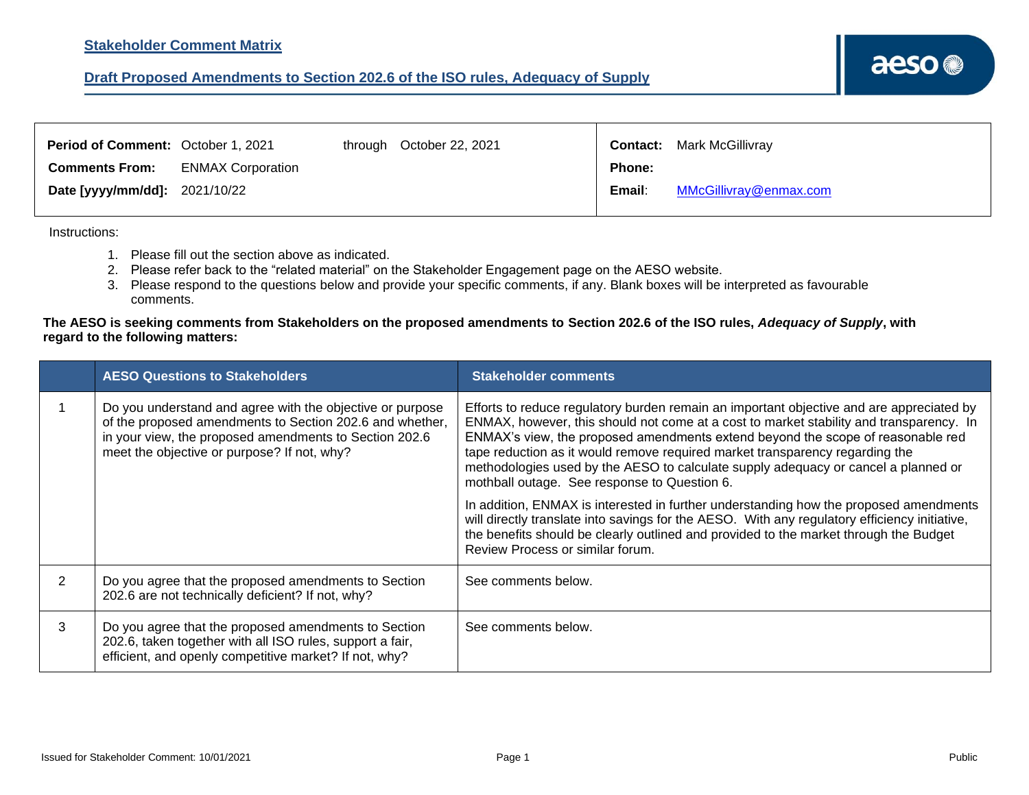**Stakeholder Comment Matrix**

**Draft Proposed Amendments to Section 202.6 of the ISO rules, Adequacy of Supply**

| | | | |
|---|---|---|---|
| **Period of Comment:** October 1, 2021 through October 22, 2021 | | **Contact:** | Mark McGillivray |
| **Comments From:** | ENMAX Corporation | **Phone:** | |
| **Date [yyyy/mm/dd]:** | 2021/10/22 | **Email:** | MMcGillivray@enmax.com |

Instructions:

1. Please fill out the section above as indicated.
2. Please refer back to the "related material" on the Stakeholder Engagement page on the AESO website.
3. Please respond to the questions below and provide your specific comments, if any. Blank boxes will be interpreted as favourable comments.

**The AESO is seeking comments from Stakeholders on the proposed amendments to Section 202.6 of the ISO rules, *Adequacy of Supply*, with regard to the following matters:**

| | AESO Questions to Stakeholders | Stakeholder comments |
|---|---|---|
| 1 | Do you understand and agree with the objective or purpose of the proposed amendments to Section 202.6 and whether, in your view, the proposed amendments to Section 202.6 meet the objective or purpose? If not, why? | Efforts to reduce regulatory burden remain an important objective and are appreciated by ENMAX, however, this should not come at a cost to market stability and transparency. In ENMAX's view, the proposed amendments extend beyond the scope of reasonable red tape reduction as it would remove required market transparency regarding the methodologies used by the AESO to calculate supply adequacy or cancel a planned or mothball outage. See response to Question 6.<br><br>In addition, ENMAX is interested in further understanding how the proposed amendments will directly translate into savings for the AESO. With any regulatory efficiency initiative, the benefits should be clearly outlined and provided to the market through the Budget Review Process or similar forum. |
| 2 | Do you agree that the proposed amendments to Section 202.6 are not technically deficient? If not, why? | See comments below. |
| 3 | Do you agree that the proposed amendments to Section 202.6, taken together with all ISO rules, support a fair, efficient, and openly competitive market? If not, why? | See comments below. |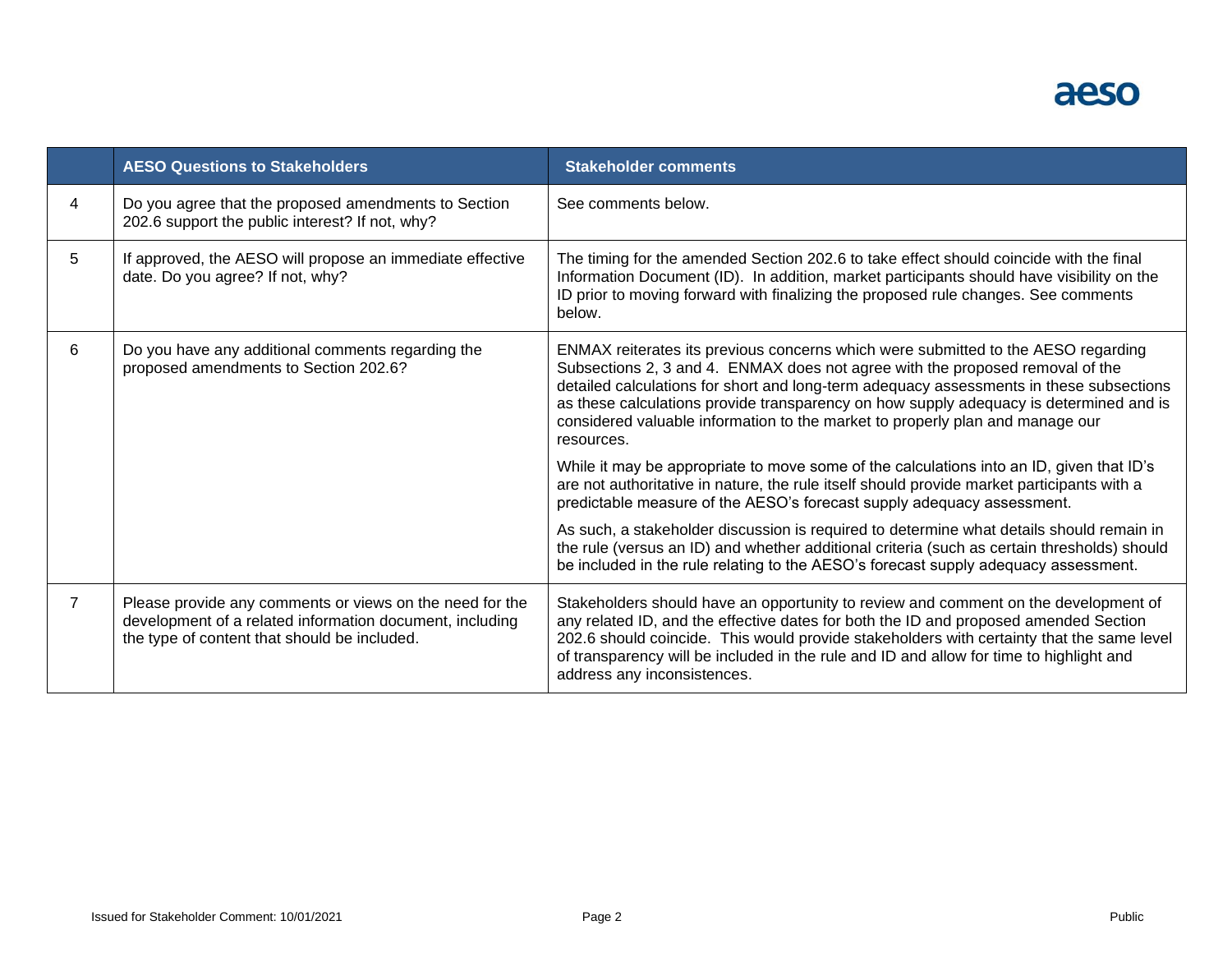| | AESO Questions to Stakeholders | Stakeholder comments |
|---|---|---|
| 4 | Do you agree that the proposed amendments to Section 202.6 support the public interest? If not, why? | See comments below. |
| 5 | If approved, the AESO will propose an immediate effective date. Do you agree? If not, why? | The timing for the amended Section 202.6 to take effect should coincide with the final Information Document (ID). In addition, market participants should have visibility on the ID prior to moving forward with finalizing the proposed rule changes. See comments below. |
| 6 | Do you have any additional comments regarding the proposed amendments to Section 202.6? | ENMAX reiterates its previous concerns which were submitted to the AESO regarding Subsections 2, 3 and 4. ENMAX does not agree with the proposed removal of the detailed calculations for short and long-term adequacy assessments in these subsections as these calculations provide transparency on how supply adequacy is determined and is considered valuable information to the market to properly plan and manage our resources.<br><br>While it may be appropriate to move some of the calculations into an ID, given that ID's are not authoritative in nature, the rule itself should provide market participants with a predictable measure of the AESO's forecast supply adequacy assessment.<br><br>As such, a stakeholder discussion is required to determine what details should remain in the rule (versus an ID) and whether additional criteria (such as certain thresholds) should be included in the rule relating to the AESO's forecast supply adequacy assessment. |
| 7 | Please provide any comments or views on the need for the development of a related information document, including the type of content that should be included. | Stakeholders should have an opportunity to review and comment on the development of any related ID, and the effective dates for both the ID and proposed amended Section 202.6 should coincide. This would provide stakeholders with certainty that the same level of transparency will be included in the rule and ID and allow for time to highlight and address any inconsistences. |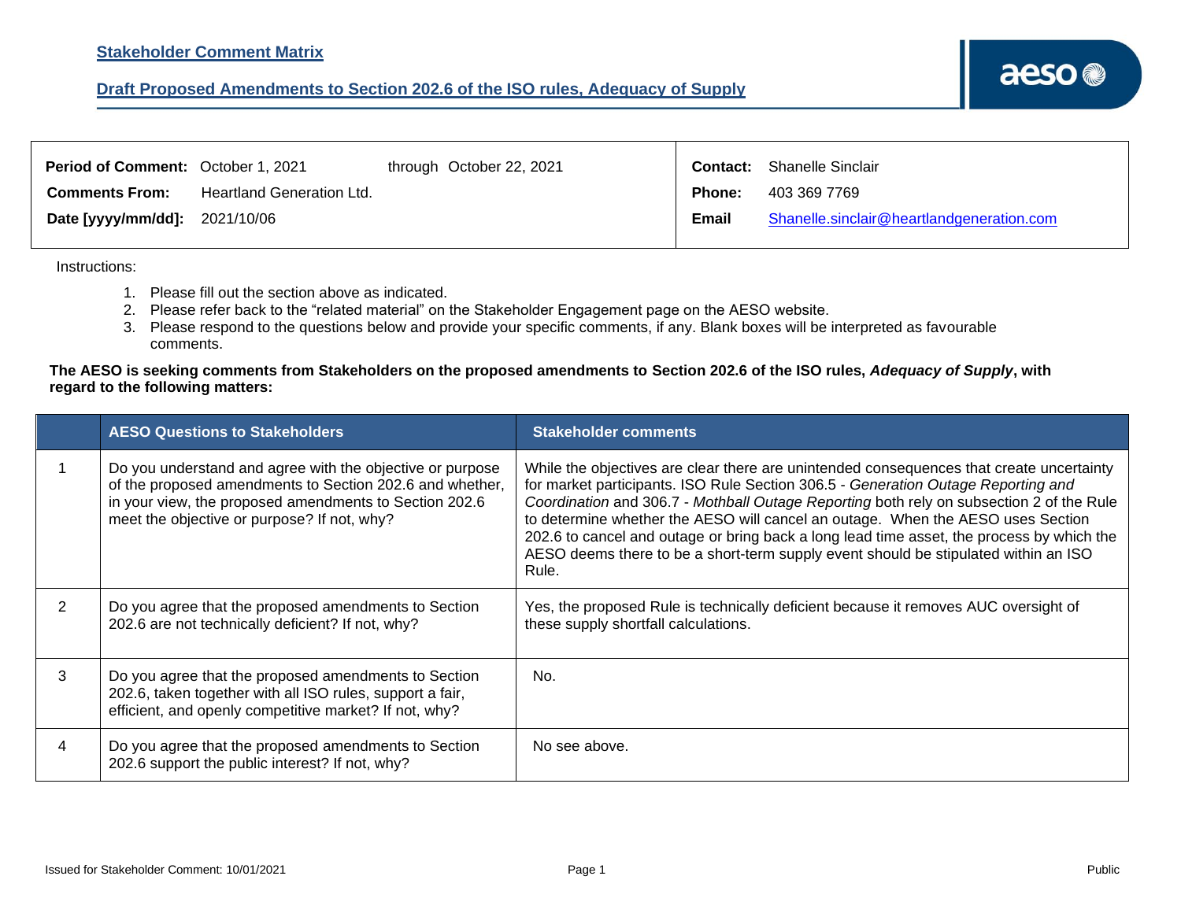## Stakeholder Comment Matrix

## Draft Proposed Amendments to Section 202.6 of the ISO rules, Adequacy of Supply

| | | | |
|---|---|---|---|
| **Period of Comment:** October 1, 2021 through October 22, 2021 | | **Contact:** | Shanelle Sinclair |
| **Comments From:** | Heartland Generation Ltd. | **Phone:** | 403 369 7769 |
| **Date [yyyy/mm/dd]:** | 2021/10/06 | **Email** | Shanelle.sinclair@heartlandgeneration.com |

Instructions:

1. Please fill out the section above as indicated.
2. Please refer back to the "related material" on the Stakeholder Engagement page on the AESO website.
3. Please respond to the questions below and provide your specific comments, if any. Blank boxes will be interpreted as favourable comments.

**The AESO is seeking comments from Stakeholders on the proposed amendments to Section 202.6 of the ISO rules, *Adequacy of Supply*, with regard to the following matters:**

| | AESO Questions to Stakeholders | Stakeholder comments |
|---|---|---|
| 1 | Do you understand and agree with the objective or purpose of the proposed amendments to Section 202.6 and whether, in your view, the proposed amendments to Section 202.6 meet the objective or purpose? If not, why? | While the objectives are clear there are unintended consequences that create uncertainty for market participants. ISO Rule Section 306.5 - *Generation Outage Reporting and Coordination* and 306.7 - *Mothball Outage Reporting* both rely on subsection 2 of the Rule to determine whether the AESO will cancel an outage. When the AESO uses Section 202.6 to cancel and outage or bring back a long lead time asset, the process by which the AESO deems there to be a short-term supply event should be stipulated within an ISO Rule. |
| 2 | Do you agree that the proposed amendments to Section 202.6 are not technically deficient? If not, why? | Yes, the proposed Rule is technically deficient because it removes AUC oversight of these supply shortfall calculations. |
| 3 | Do you agree that the proposed amendments to Section 202.6, taken together with all ISO rules, support a fair, efficient, and openly competitive market? If not, why? | No. |
| 4 | Do you agree that the proposed amendments to Section 202.6 support the public interest? If not, why? | No see above. |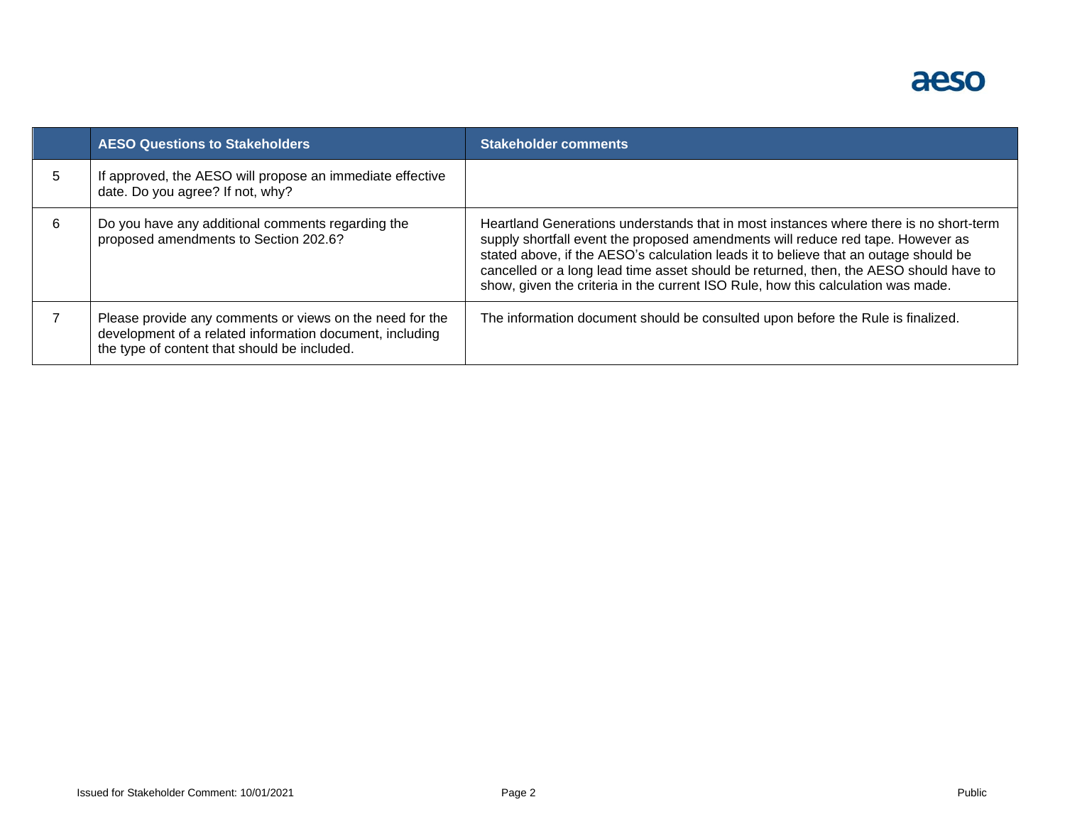| | AESO Questions to Stakeholders | Stakeholder comments |
|---|---|---|
| 5 | If approved, the AESO will propose an immediate effective date. Do you agree? If not, why? | |
| 6 | Do you have any additional comments regarding the proposed amendments to Section 202.6? | Heartland Generations understands that in most instances where there is no short-term supply shortfall event the proposed amendments will reduce red tape. However as stated above, if the AESO's calculation leads it to believe that an outage should be cancelled or a long lead time asset should be returned, then, the AESO should have to show, given the criteria in the current ISO Rule, how this calculation was made. |
| 7 | Please provide any comments or views on the need for the development of a related information document, including the type of content that should be included. | The information document should be consulted upon before the Rule is finalized. |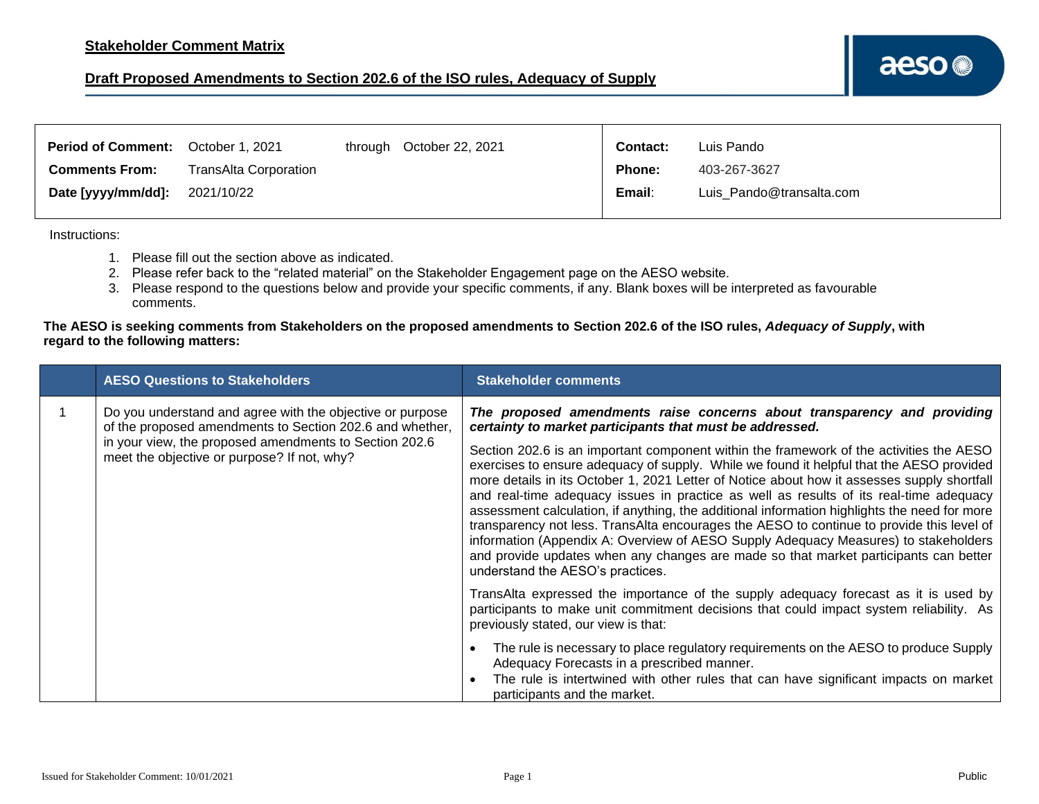**Stakeholder Comment Matrix**

**Draft Proposed Amendments to Section 202.6 of the ISO rules, Adequacy of Supply**

| | | | | | |
|---|---|---|---|---|---|
| **Period of Comment:** | October 1, 2021 | through | October 22, 2021 | **Contact:** | Luis Pando |
| **Comments From:** | TransAlta Corporation | | | **Phone:** | 403-267-3627 |
| **Date [yyyy/mm/dd]:** | 2021/10/22 | | | **Email:** | Luis_Pando@transalta.com |

Instructions:

1. Please fill out the section above as indicated.
2. Please refer back to the "related material" on the Stakeholder Engagement page on the AESO website.
3. Please respond to the questions below and provide your specific comments, if any. Blank boxes will be interpreted as favourable comments.

**The AESO is seeking comments from Stakeholders on the proposed amendments to Section 202.6 of the ISO rules, *Adequacy of Supply*, with regard to the following matters:**

| | AESO Questions to Stakeholders | Stakeholder comments |
|---|---|---|
| 1 | Do you understand and agree with the objective or purpose of the proposed amendments to Section 202.6 and whether, in your view, the proposed amendments to Section 202.6 meet the objective or purpose? If not, why? | ***The proposed amendments raise concerns about transparency and providing certainty to market participants that must be addressed.*** <br><br> Section 202.6 is an important component within the framework of the activities the AESO exercises to ensure adequacy of supply. While we found it helpful that the AESO provided more details in its October 1, 2021 Letter of Notice about how it assesses supply shortfall and real-time adequacy issues in practice as well as results of its real-time adequacy assessment calculation, if anything, the additional information highlights the need for more transparency not less. TransAlta encourages the AESO to continue to provide this level of information (Appendix A: Overview of AESO Supply Adequacy Measures) to stakeholders and provide updates when any changes are made so that market participants can better understand the AESO's practices. <br><br> TransAlta expressed the importance of the supply adequacy forecast as it is used by participants to make unit commitment decisions that could impact system reliability. As previously stated, our view is that: <br><br> • The rule is necessary to place regulatory requirements on the AESO to produce Supply Adequacy Forecasts in a prescribed manner. <br> • The rule is intertwined with other rules that can have significant impacts on market participants and the market. |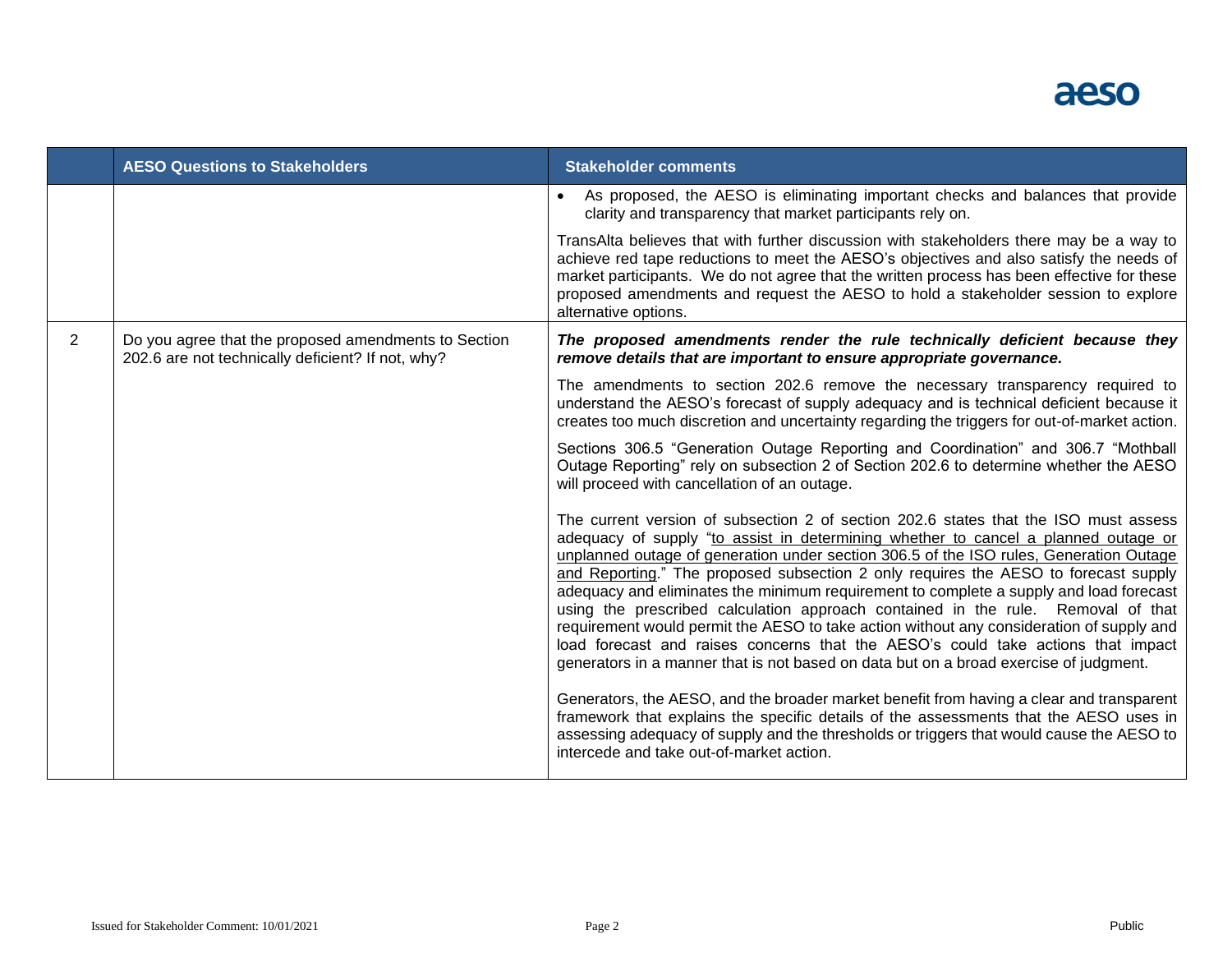|  | AESO Questions to Stakeholders | Stakeholder comments |
|---|---|---|
|  |  | • As proposed, the AESO is eliminating important checks and balances that provide clarity and transparency that market participants rely on.<br><br>TransAlta believes that with further discussion with stakeholders there may be a way to achieve red tape reductions to meet the AESO's objectives and also satisfy the needs of market participants. We do not agree that the written process has been effective for these proposed amendments and request the AESO to hold a stakeholder session to explore alternative options. |
| 2 | Do you agree that the proposed amendments to Section 202.6 are not technically deficient? If not, why? | ***The proposed amendments render the rule technically deficient because they remove details that are important to ensure appropriate governance.***<br><br>The amendments to section 202.6 remove the necessary transparency required to understand the AESO's forecast of supply adequacy and is technical deficient because it creates too much discretion and uncertainty regarding the triggers for out-of-market action.<br><br>Sections 306.5 "Generation Outage Reporting and Coordination" and 306.7 "Mothball Outage Reporting" rely on subsection 2 of Section 202.6 to determine whether the AESO will proceed with cancellation of an outage.<br><br>The current version of subsection 2 of section 202.6 states that the ISO must assess adequacy of supply "to assist in determining whether to cancel a planned outage or unplanned outage of generation under section 306.5 of the ISO rules, Generation Outage and Reporting." The proposed subsection 2 only requires the AESO to forecast supply adequacy and eliminates the minimum requirement to complete a supply and load forecast using the prescribed calculation approach contained in the rule. Removal of that requirement would permit the AESO to take action without any consideration of supply and load forecast and raises concerns that the AESO's could take actions that impact generators in a manner that is not based on data but on a broad exercise of judgment.<br><br>Generators, the AESO, and the broader market benefit from having a clear and transparent framework that explains the specific details of the assessments that the AESO uses in assessing adequacy of supply and the thresholds or triggers that would cause the AESO to intercede and take out-of-market action. |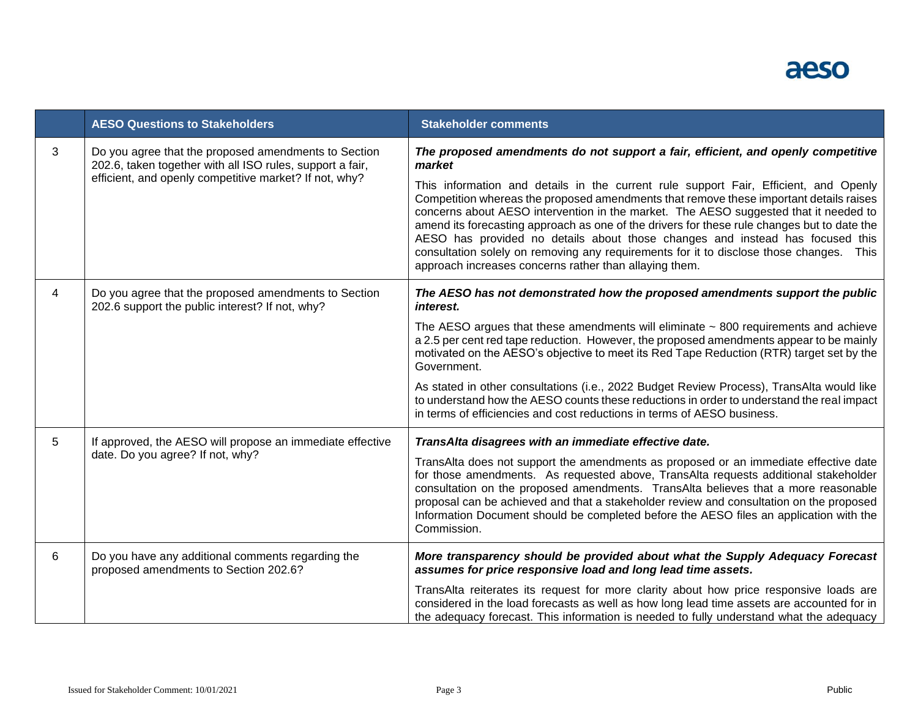|   | AESO Questions to Stakeholders | Stakeholder comments |
|---|---|---|
| 3 | Do you agree that the proposed amendments to Section 202.6, taken together with all ISO rules, support a fair, efficient, and openly competitive market? If not, why? | ***The proposed amendments do not support a fair, efficient, and openly competitive market*** <br><br> This information and details in the current rule support Fair, Efficient, and Openly Competition whereas the proposed amendments that remove these important details raises concerns about AESO intervention in the market. The AESO suggested that it needed to amend its forecasting approach as one of the drivers for these rule changes but to date the AESO has provided no details about those changes and instead has focused this consultation solely on removing any requirements for it to disclose those changes. This approach increases concerns rather than allaying them. |
| 4 | Do you agree that the proposed amendments to Section 202.6 support the public interest? If not, why? | ***The AESO has not demonstrated how the proposed amendments support the public interest.*** <br><br> The AESO argues that these amendments will eliminate ~ 800 requirements and achieve a 2.5 per cent red tape reduction. However, the proposed amendments appear to be mainly motivated on the AESO's objective to meet its Red Tape Reduction (RTR) target set by the Government. <br><br> As stated in other consultations (i.e., 2022 Budget Review Process), TransAlta would like to understand how the AESO counts these reductions in order to understand the real impact in terms of efficiencies and cost reductions in terms of AESO business. |
| 5 | If approved, the AESO will propose an immediate effective date. Do you agree? If not, why? | ***TransAlta disagrees with an immediate effective date.*** <br><br> TransAlta does not support the amendments as proposed or an immediate effective date for those amendments. As requested above, TransAlta requests additional stakeholder consultation on the proposed amendments. TransAlta believes that a more reasonable proposal can be achieved and that a stakeholder review and consultation on the proposed Information Document should be completed before the AESO files an application with the Commission. |
| 6 | Do you have any additional comments regarding the proposed amendments to Section 202.6? | ***More transparency should be provided about what the Supply Adequacy Forecast assumes for price responsive load and long lead time assets.*** <br><br> TransAlta reiterates its request for more clarity about how price responsive loads are considered in the load forecasts as well as how long lead time assets are accounted for in the adequacy forecast. This information is needed to fully understand what the adequacy |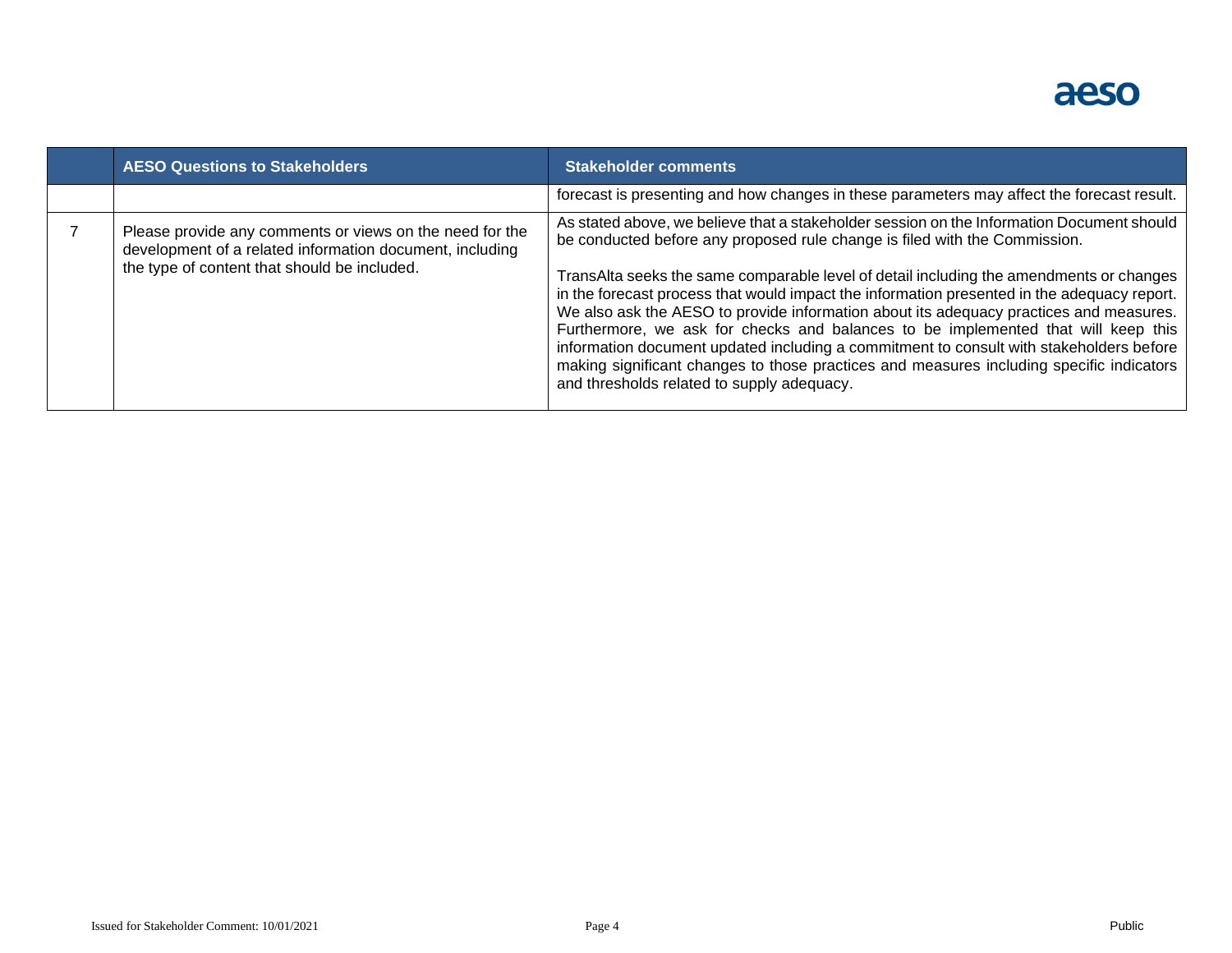|  | AESO Questions to Stakeholders | Stakeholder comments |
|---|---|---|
|  |  | forecast is presenting and how changes in these parameters may affect the forecast result. |
| 7 | Please provide any comments or views on the need for the development of a related information document, including the type of content that should be included. | As stated above, we believe that a stakeholder session on the Information Document should be conducted before any proposed rule change is filed with the Commission.<br><br>TransAlta seeks the same comparable level of detail including the amendments or changes in the forecast process that would impact the information presented in the adequacy report. We also ask the AESO to provide information about its adequacy practices and measures. Furthermore, we ask for checks and balances to be implemented that will keep this information document updated including a commitment to consult with stakeholders before making significant changes to those practices and measures including specific indicators and thresholds related to supply adequacy. |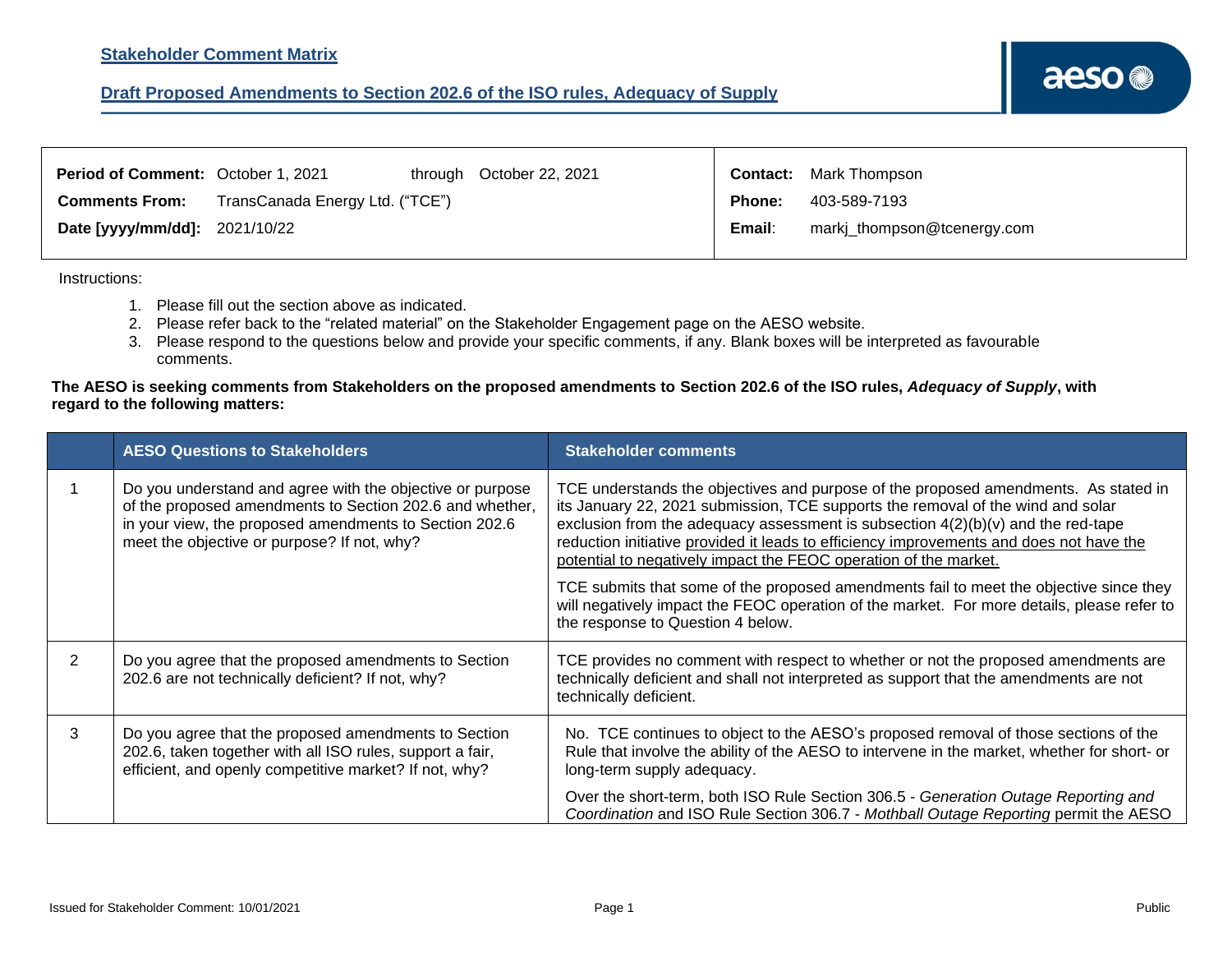**Stakeholder Comment Matrix**

**Draft Proposed Amendments to Section 202.6 of the ISO rules, Adequacy of Supply**

| | | | |
|---|---|---|---|
| **Period of Comment:** October 1, 2021 | through October 22, 2021 | **Contact:** | Mark Thompson |
| **Comments From:** | TransCanada Energy Ltd. ("TCE") | **Phone:** | 403-589-7193 |
| **Date [yyyy/mm/dd]:** | 2021/10/22 | **Email:** | markj_thompson@tcenergy.com |

Instructions:

1. Please fill out the section above as indicated.
2. Please refer back to the "related material" on the Stakeholder Engagement page on the AESO website.
3. Please respond to the questions below and provide your specific comments, if any. Blank boxes will be interpreted as favourable comments.

**The AESO is seeking comments from Stakeholders on the proposed amendments to Section 202.6 of the ISO rules, *Adequacy of Supply*, with regard to the following matters:**

| | AESO Questions to Stakeholders | Stakeholder comments |
|---|---|---|
| 1 | Do you understand and agree with the objective or purpose of the proposed amendments to Section 202.6 and whether, in your view, the proposed amendments to Section 202.6 meet the objective or purpose? If not, why? | TCE understands the objectives and purpose of the proposed amendments. As stated in its January 22, 2021 submission, TCE supports the removal of the wind and solar exclusion from the adequacy assessment is subsection 4(2)(b)(v) and the red-tape reduction initiative <u>provided it leads to efficiency improvements and does not have the potential to negatively impact the FEOC operation of the market.</u><br><br>TCE submits that some of the proposed amendments fail to meet the objective since they will negatively impact the FEOC operation of the market. For more details, please refer to the response to Question 4 below. |
| 2 | Do you agree that the proposed amendments to Section 202.6 are not technically deficient? If not, why? | TCE provides no comment with respect to whether or not the proposed amendments are technically deficient and shall not interpreted as support that the amendments are not technically deficient. |
| 3 | Do you agree that the proposed amendments to Section 202.6, taken together with all ISO rules, support a fair, efficient, and openly competitive market? If not, why? | No. TCE continues to object to the AESO's proposed removal of those sections of the Rule that involve the ability of the AESO to intervene in the market, whether for short- or long-term supply adequacy.<br><br>Over the short-term, both ISO Rule Section 306.5 - *Generation Outage Reporting and Coordination* and ISO Rule Section 306.7 - *Mothball Outage Reporting* permit the AESO |

Issued for Stakeholder Comment: 10/01/2021 | Public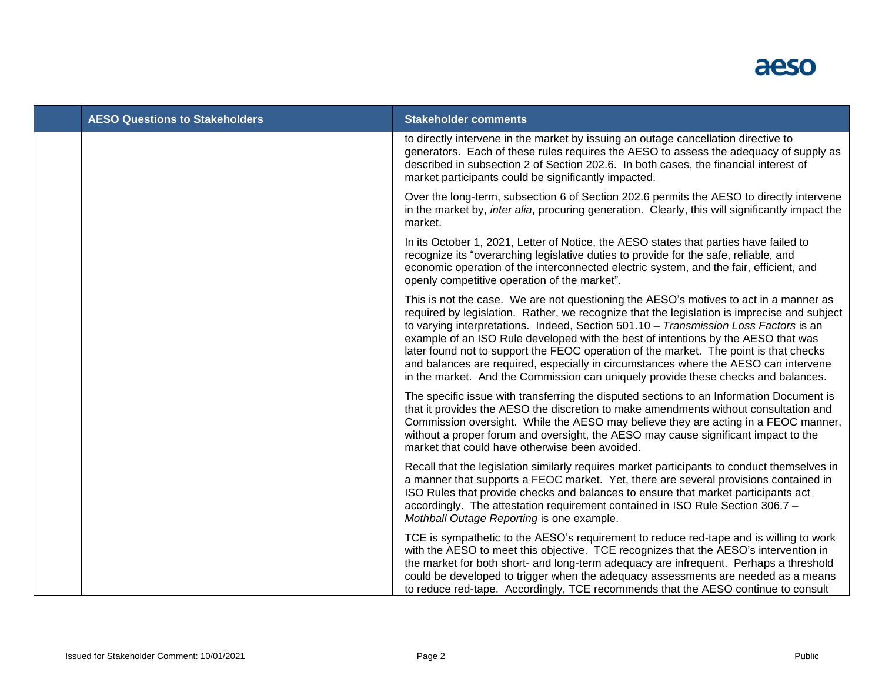| | AESO Questions to Stakeholders | Stakeholder comments |
|---|---|---|
| | | to directly intervene in the market by issuing an outage cancellation directive to generators. Each of these rules requires the AESO to assess the adequacy of supply as described in subsection 2 of Section 202.6. In both cases, the financial interest of market participants could be significantly impacted.<br><br>Over the long-term, subsection 6 of Section 202.6 permits the AESO to directly intervene in the market by, *inter alia*, procuring generation. Clearly, this will significantly impact the market.<br><br>In its October 1, 2021, Letter of Notice, the AESO states that parties have failed to recognize its "overarching legislative duties to provide for the safe, reliable, and economic operation of the interconnected electric system, and the fair, efficient, and openly competitive operation of the market".<br><br>This is not the case. We are not questioning the AESO's motives to act in a manner as required by legislation. Rather, we recognize that the legislation is imprecise and subject to varying interpretations. Indeed, Section 501.10 – *Transmission Loss Factors* is an example of an ISO Rule developed with the best of intentions by the AESO that was later found not to support the FEOC operation of the market. The point is that checks and balances are required, especially in circumstances where the AESO can intervene in the market. And the Commission can uniquely provide these checks and balances.<br><br>The specific issue with transferring the disputed sections to an Information Document is that it provides the AESO the discretion to make amendments without consultation and Commission oversight. While the AESO may believe they are acting in a FEOC manner, without a proper forum and oversight, the AESO may cause significant impact to the market that could have otherwise been avoided.<br><br>Recall that the legislation similarly requires market participants to conduct themselves in a manner that supports a FEOC market. Yet, there are several provisions contained in ISO Rules that provide checks and balances to ensure that market participants act accordingly. The attestation requirement contained in ISO Rule Section 306.7 – *Mothball Outage Reporting* is one example.<br><br>TCE is sympathetic to the AESO's requirement to reduce red-tape and is willing to work with the AESO to meet this objective. TCE recognizes that the AESO's intervention in the market for both short- and long-term adequacy are infrequent. Perhaps a threshold could be developed to trigger when the adequacy assessments are needed as a means to reduce red-tape. Accordingly, TCE recommends that the AESO continue to consult |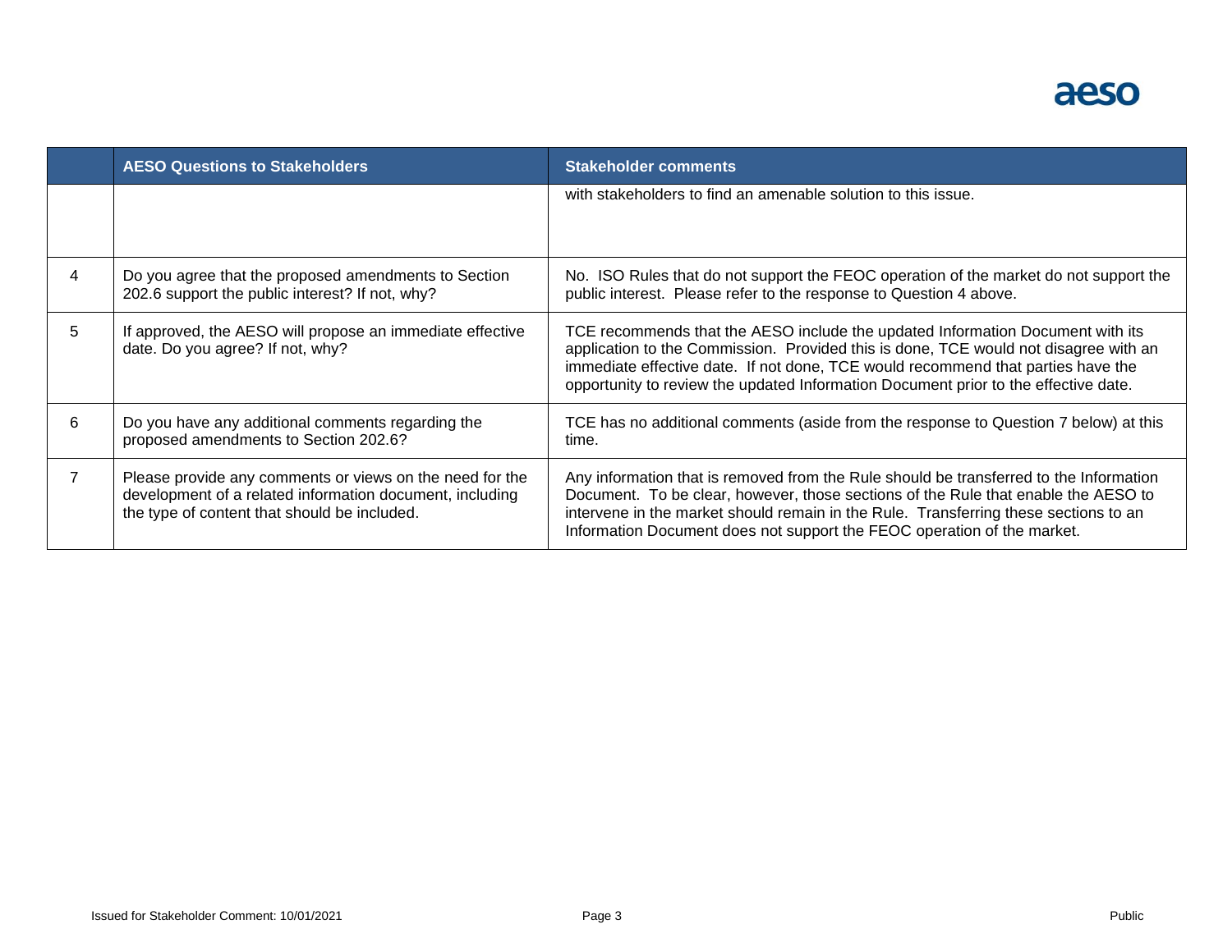| | AESO Questions to Stakeholders | Stakeholder comments |
|---|---|---|
| | | with stakeholders to find an amenable solution to this issue. |
| 4 | Do you agree that the proposed amendments to Section 202.6 support the public interest? If not, why? | No. ISO Rules that do not support the FEOC operation of the market do not support the public interest. Please refer to the response to Question 4 above. |
| 5 | If approved, the AESO will propose an immediate effective date. Do you agree? If not, why? | TCE recommends that the AESO include the updated Information Document with its application to the Commission. Provided this is done, TCE would not disagree with an immediate effective date. If not done, TCE would recommend that parties have the opportunity to review the updated Information Document prior to the effective date. |
| 6 | Do you have any additional comments regarding the proposed amendments to Section 202.6? | TCE has no additional comments (aside from the response to Question 7 below) at this time. |
| 7 | Please provide any comments or views on the need for the development of a related information document, including the type of content that should be included. | Any information that is removed from the Rule should be transferred to the Information Document. To be clear, however, those sections of the Rule that enable the AESO to intervene in the market should remain in the Rule. Transferring these sections to an Information Document does not support the FEOC operation of the market. |